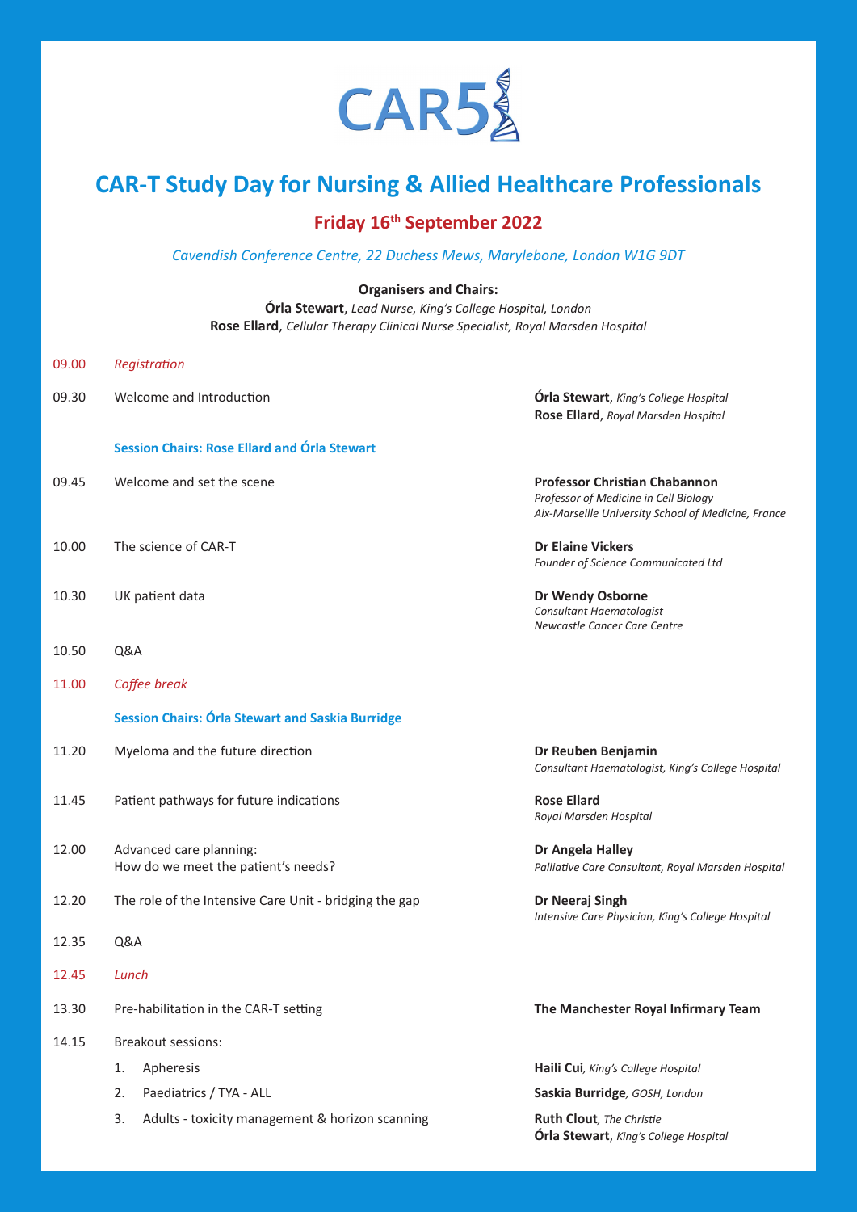# CAR5

## CAR-T Study Day for Nursing & Allied Healthcare Professionals

### Friday 16th September 2022

*Cavendish Conference Centre, 22 Duchess Mews, Marylebone, London W1G 9DT*

**Organisers and Chairs:**
**Órla Stewart**, *Lead Nurse, King's College Hospital, London*
**Rose Ellard**, *Cellular Therapy Clinical Nurse Specialist, Royal Marsden Hospital*

09.00 *Registration*

09.30 Welcome and Introduction — **Órla Stewart**, *King's College Hospital*; **Rose Ellard**, *Royal Marsden Hospital*

**Session Chairs: Rose Ellard and Órla Stewart**

09.45 Welcome and set the scene — **Professor Christian Chabannon**, *Professor of Medicine in Cell Biology, Aix-Marseille University School of Medicine, France*

10.00 The science of CAR-T — **Dr Elaine Vickers**, *Founder of Science Communicated Ltd*

10.30 UK patient data — **Dr Wendy Osborne**, *Consultant Haematologist, Newcastle Cancer Care Centre*

10.50 Q&A

11.00 *Coffee break*

**Session Chairs: Órla Stewart and Saskia Burridge**

11.20 Myeloma and the future direction — **Dr Reuben Benjamin**, *Consultant Haematologist, King's College Hospital*

11.45 Patient pathways for future indications — **Rose Ellard**, *Royal Marsden Hospital*

12.00 Advanced care planning: How do we meet the patient's needs? — **Dr Angela Halley**, *Palliative Care Consultant, Royal Marsden Hospital*

12.20 The role of the Intensive Care Unit - bridging the gap — **Dr Neeraj Singh**, *Intensive Care Physician, King's College Hospital*

12.35 Q&A

12.45 *Lunch*

13.30 Pre-habilitation in the CAR-T setting — **The Manchester Royal Infirmary Team**

14.15 Breakout sessions:

1. Apheresis — **Haili Cui**, *King's College Hospital*
2. Paediatrics / TYA - ALL — **Saskia Burridge**, *GOSH, London*
3. Adults - toxicity management & horizon scanning — **Ruth Clout**, *The Christie*; **Órla Stewart**, *King's College Hospital*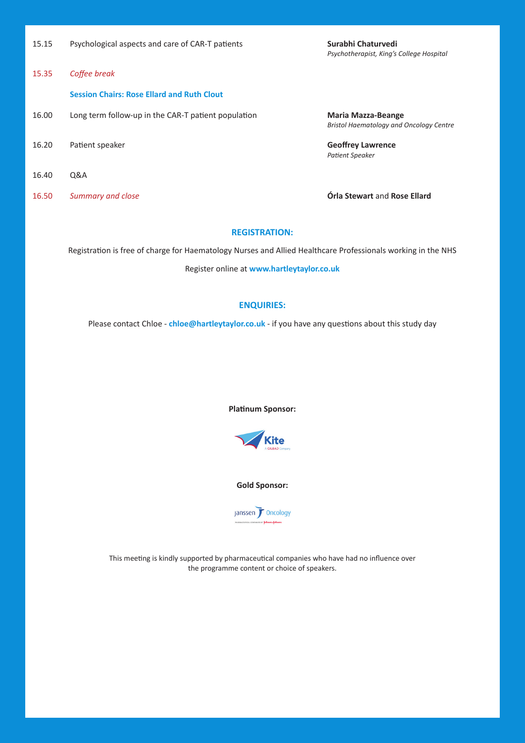| | | |
|---|---|---|
| 15.15 | Psychological aspects and care of CAR-T patients | **Surabhi Chaturvedi**<br>*Psychotherapist, King's College Hospital* |
| 15.35 | *Coffee break* | |
| | **Session Chairs: Rose Ellard and Ruth Clout** | |
| 16.00 | Long term follow-up in the CAR-T patient population | **Maria Mazza-Beange**<br>*Bristol Haematology and Oncology Centre* |
| 16.20 | Patient speaker | **Geoffrey Lawrence**<br>*Patient Speaker* |
| 16.40 | Q&A | |
| 16.50 | *Summary and close* | **Órla Stewart** and **Rose Ellard** |

## REGISTRATION:

Registration is free of charge for Haematology Nurses and Allied Healthcare Professionals working in the NHS

Register online at **www.hartleytaylor.co.uk**

## ENQUIRIES:

Please contact Chloe - **chloe@hartleytaylor.co.uk** - if you have any questions about this study day

**Platinum Sponsor:**

Kite
A GILEAD Company

**Gold Sponsor:**

Janssen Oncology

This meeting is kindly supported by pharmaceutical companies who have had no influence over the programme content or choice of speakers.